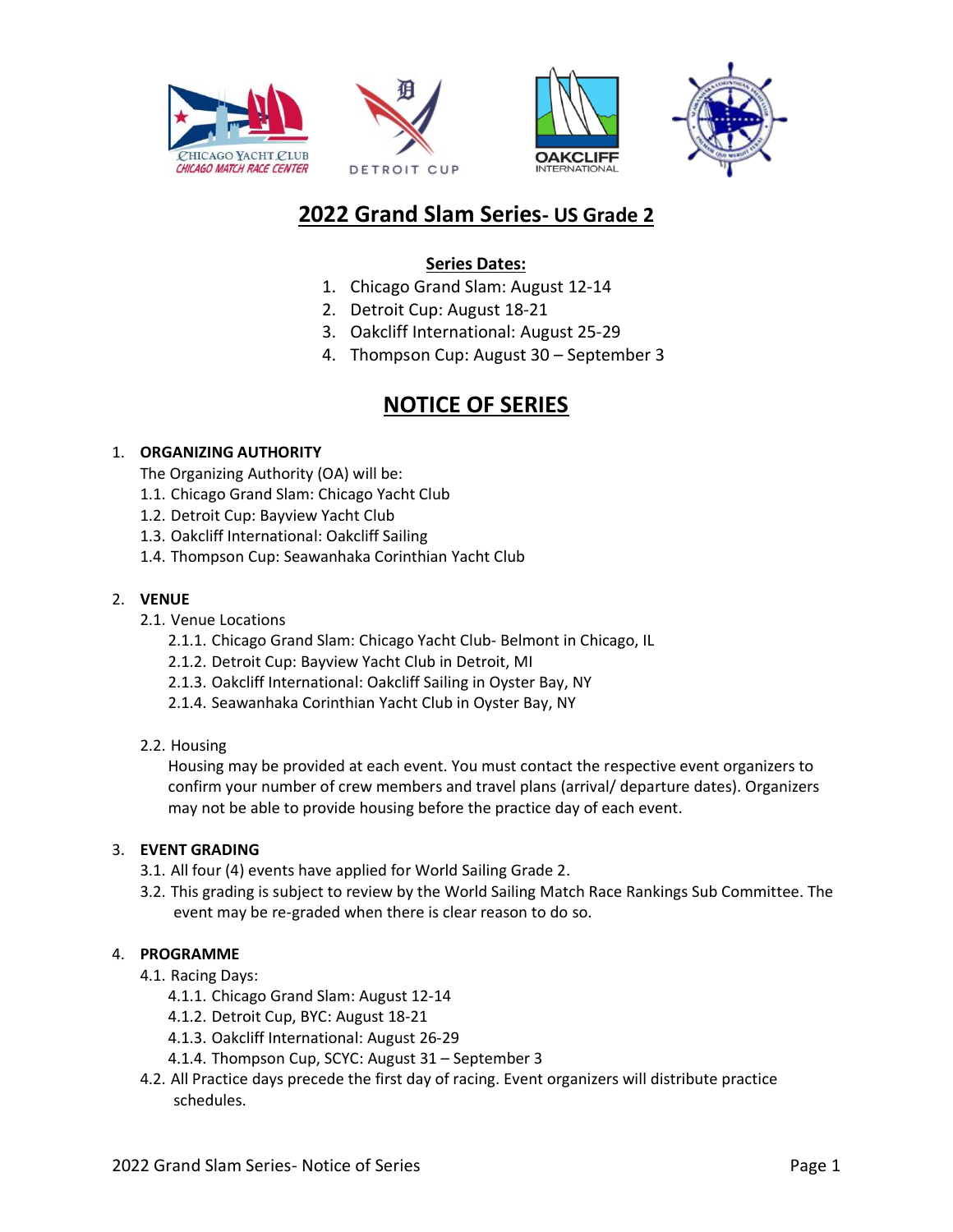# 2022 Grand Slam Series- US Grade 2

**Series Dates:**

1. Chicago Grand Slam: August 12-14
2. Detroit Cup: August 18-21
3. Oakcliff International: August 25-29
4. Thompson Cup: August 30 – September 3

# NOTICE OF SERIES

1. **ORGANIZING AUTHORITY**

   The Organizing Authority (OA) will be:

   1.1. Chicago Grand Slam: Chicago Yacht Club
   1.2. Detroit Cup: Bayview Yacht Club
   1.3. Oakcliff International: Oakcliff Sailing
   1.4. Thompson Cup: Seawanhaka Corinthian Yacht Club

2. **VENUE**

   2.1. Venue Locations

   2.1.1. Chicago Grand Slam: Chicago Yacht Club- Belmont in Chicago, IL
   2.1.2. Detroit Cup: Bayview Yacht Club in Detroit, MI
   2.1.3. Oakcliff International: Oakcliff Sailing in Oyster Bay, NY
   2.1.4. Seawanhaka Corinthian Yacht Club in Oyster Bay, NY

   2.2. Housing

   Housing may be provided at each event. You must contact the respective event organizers to confirm your number of crew members and travel plans (arrival/ departure dates). Organizers may not be able to provide housing before the practice day of each event.

3. **EVENT GRADING**

   3.1. All four (4) events have applied for World Sailing Grade 2.
   3.2. This grading is subject to review by the World Sailing Match Race Rankings Sub Committee. The event may be re-graded when there is clear reason to do so.

4. **PROGRAMME**

   4.1. Racing Days:

   4.1.1. Chicago Grand Slam: August 12-14
   4.1.2. Detroit Cup, BYC: August 18-21
   4.1.3. Oakcliff International: August 26-29
   4.1.4. Thompson Cup, SCYC: August 31 – September 3

   4.2. All Practice days precede the first day of racing. Event organizers will distribute practice schedules.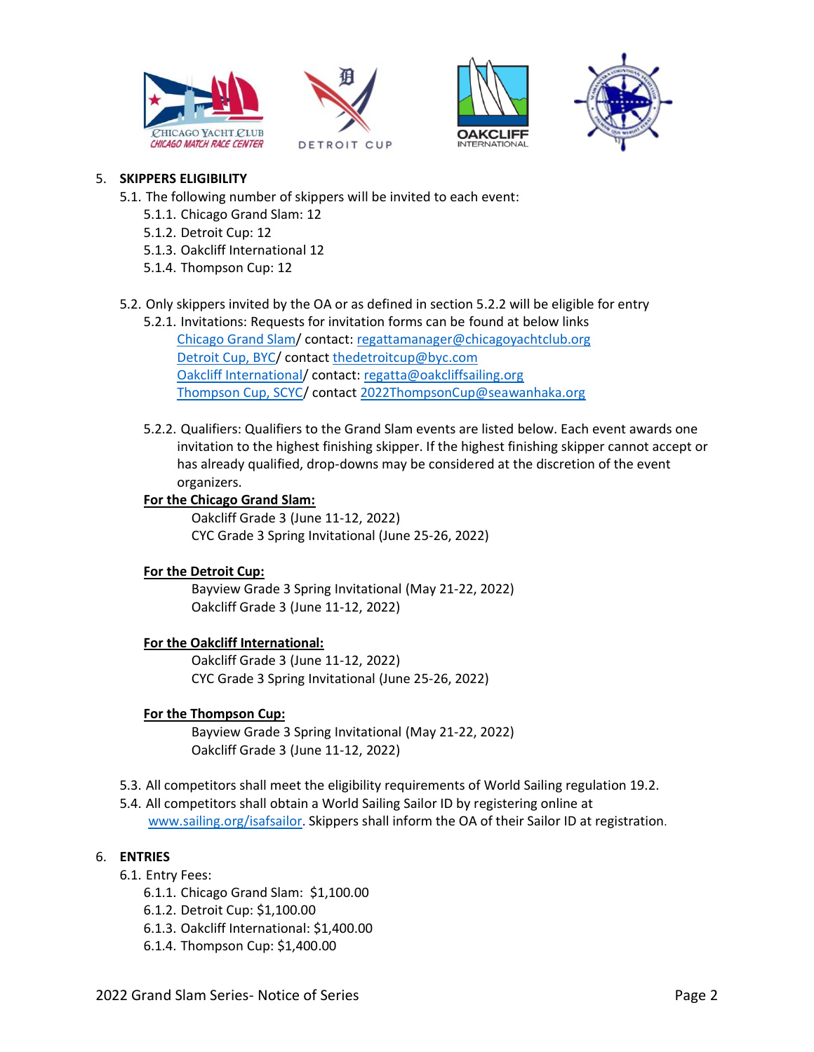5. **SKIPPERS ELIGIBILITY**
   - 5.1. The following number of skippers will be invited to each event:
     - 5.1.1. Chicago Grand Slam: 12
     - 5.1.2. Detroit Cup: 12
     - 5.1.3. Oakcliff International 12
     - 5.1.4. Thompson Cup: 12
   - 5.2. Only skippers invited by the OA or as defined in section 5.2.2 will be eligible for entry
     - 5.2.1. Invitations: Requests for invitation forms can be found at below links
       - Chicago Grand Slam/ contact: regattamanager@chicagoyachtclub.org
       - Detroit Cup, BYC/ contact thedetroitcup@byc.com
       - Oakcliff International/ contact: regatta@oakcliffsailing.org
       - Thompson Cup, SCYC/ contact 2022ThompsonCup@seawanhaka.org
     - 5.2.2. Qualifiers: Qualifiers to the Grand Slam events are listed below. Each event awards one invitation to the highest finishing skipper. If the highest finishing skipper cannot accept or has already qualified, drop-downs may be considered at the discretion of the event organizers.

       **For the Chicago Grand Slam:**
       - Oakcliff Grade 3 (June 11-12, 2022)
       - CYC Grade 3 Spring Invitational (June 25-26, 2022)

       **For the Detroit Cup:**
       - Bayview Grade 3 Spring Invitational (May 21-22, 2022)
       - Oakcliff Grade 3 (June 11-12, 2022)

       **For the Oakcliff International:**
       - Oakcliff Grade 3 (June 11-12, 2022)
       - CYC Grade 3 Spring Invitational (June 25-26, 2022)

       **For the Thompson Cup:**
       - Bayview Grade 3 Spring Invitational (May 21-22, 2022)
       - Oakcliff Grade 3 (June 11-12, 2022)
   - 5.3. All competitors shall meet the eligibility requirements of World Sailing regulation 19.2.
   - 5.4. All competitors shall obtain a World Sailing Sailor ID by registering online at www.sailing.org/isafsailor. Skippers shall inform the OA of their Sailor ID at registration.

6. **ENTRIES**
   - 6.1. Entry Fees:
     - 6.1.1. Chicago Grand Slam: $1,100.00
     - 6.1.2. Detroit Cup: $1,100.00
     - 6.1.3. Oakcliff International: $1,400.00
     - 6.1.4. Thompson Cup: $1,400.00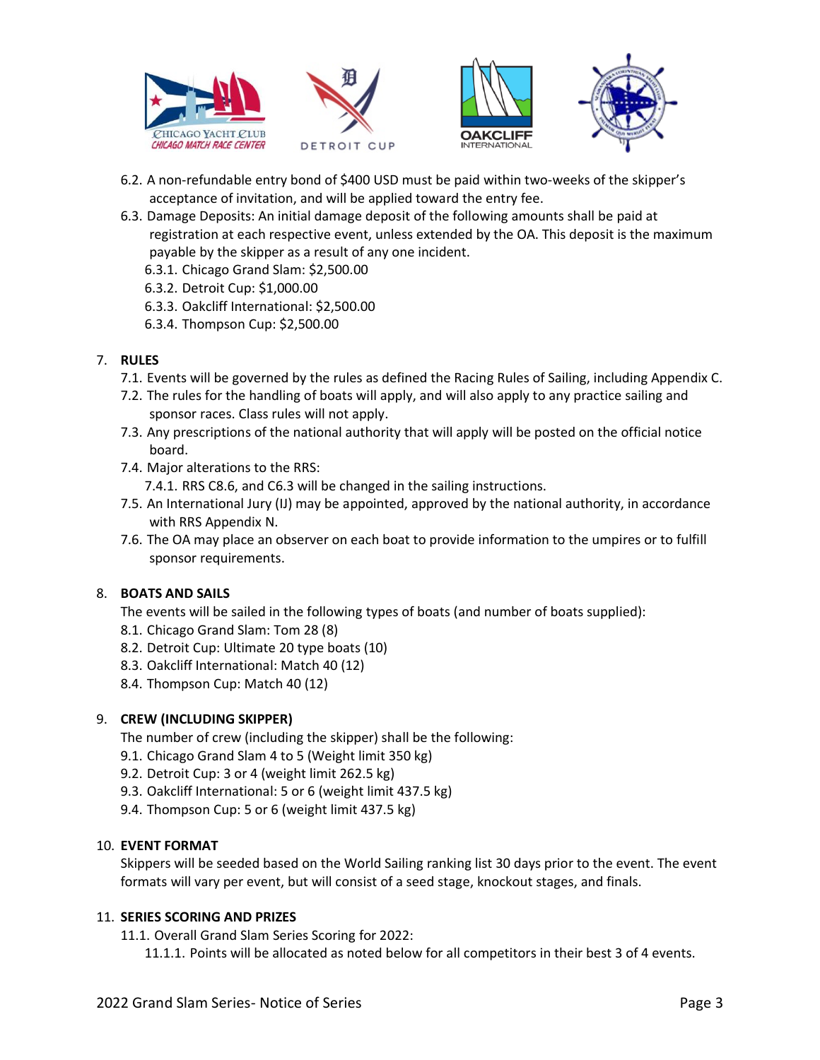6.2. A non-refundable entry bond of $400 USD must be paid within two-weeks of the skipper's acceptance of invitation, and will be applied toward the entry fee.

6.3. Damage Deposits: An initial damage deposit of the following amounts shall be paid at registration at each respective event, unless extended by the OA. This deposit is the maximum payable by the skipper as a result of any one incident.

- 6.3.1. Chicago Grand Slam: $2,500.00
- 6.3.2. Detroit Cup: $1,000.00
- 6.3.3. Oakcliff International: $2,500.00
- 6.3.4. Thompson Cup: $2,500.00

## 7. RULES

7.1. Events will be governed by the rules as defined the Racing Rules of Sailing, including Appendix C.

7.2. The rules for the handling of boats will apply, and will also apply to any practice sailing and sponsor races. Class rules will not apply.

7.3. Any prescriptions of the national authority that will apply will be posted on the official notice board.

7.4. Major alterations to the RRS:

- 7.4.1. RRS C8.6, and C6.3 will be changed in the sailing instructions.

7.5. An International Jury (IJ) may be appointed, approved by the national authority, in accordance with RRS Appendix N.

7.6. The OA may place an observer on each boat to provide information to the umpires or to fulfill sponsor requirements.

## 8. BOATS AND SAILS

The events will be sailed in the following types of boats (and number of boats supplied):

- 8.1. Chicago Grand Slam: Tom 28 (8)
- 8.2. Detroit Cup: Ultimate 20 type boats (10)
- 8.3. Oakcliff International: Match 40 (12)
- 8.4. Thompson Cup: Match 40 (12)

## 9. CREW (INCLUDING SKIPPER)

The number of crew (including the skipper) shall be the following:

- 9.1. Chicago Grand Slam 4 to 5 (Weight limit 350 kg)
- 9.2. Detroit Cup: 3 or 4 (weight limit 262.5 kg)
- 9.3. Oakcliff International: 5 or 6 (weight limit 437.5 kg)
- 9.4. Thompson Cup: 5 or 6 (weight limit 437.5 kg)

## 10. EVENT FORMAT

Skippers will be seeded based on the World Sailing ranking list 30 days prior to the event. The event formats will vary per event, but will consist of a seed stage, knockout stages, and finals.

## 11. SERIES SCORING AND PRIZES

11.1. Overall Grand Slam Series Scoring for 2022:

- 11.1.1. Points will be allocated as noted below for all competitors in their best 3 of 4 events.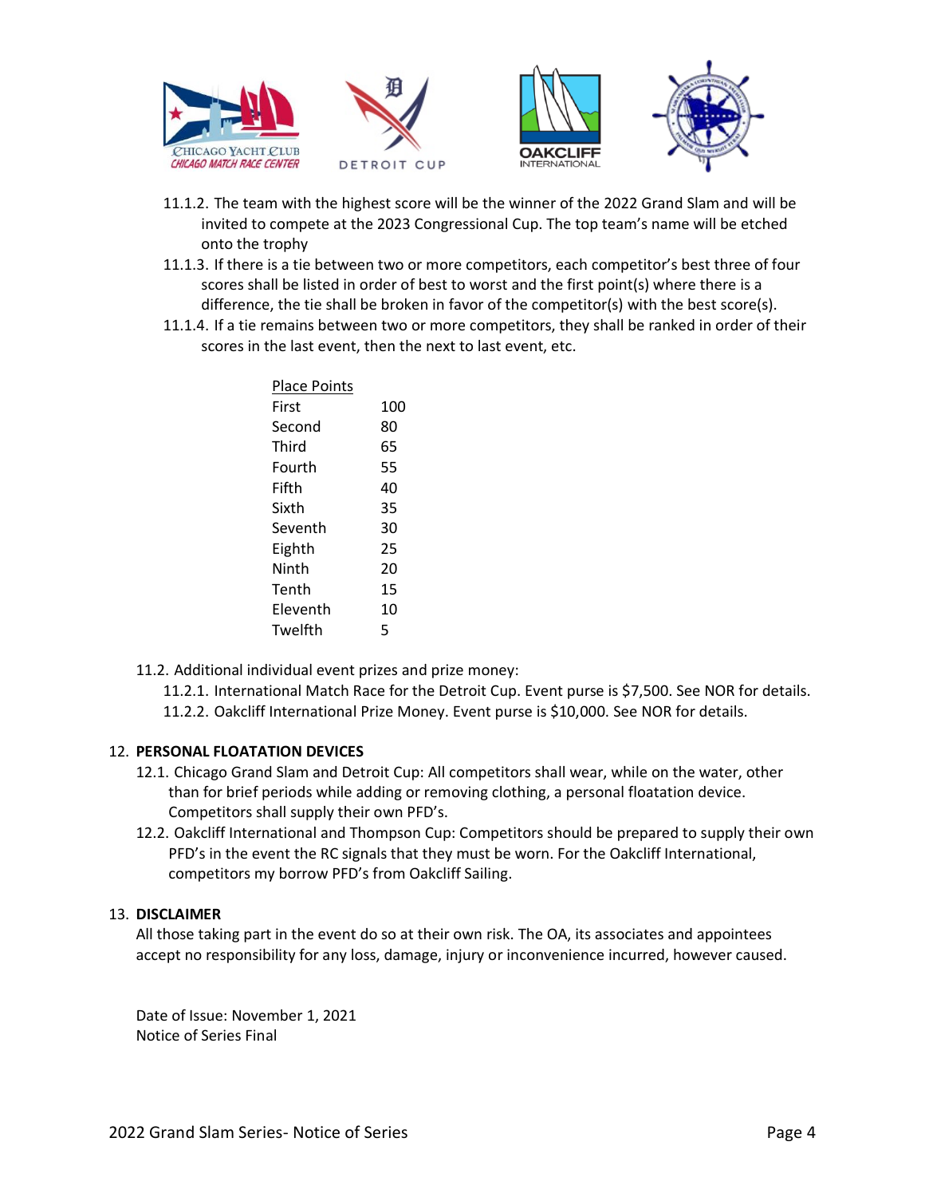11.1.2. The team with the highest score will be the winner of the 2022 Grand Slam and will be invited to compete at the 2023 Congressional Cup. The top team's name will be etched onto the trophy

11.1.3. If there is a tie between two or more competitors, each competitor's best three of four scores shall be listed in order of best to worst and the first point(s) where there is a difference, the tie shall be broken in favor of the competitor(s) with the best score(s).

11.1.4. If a tie remains between two or more competitors, they shall be ranked in order of their scores in the last event, then the next to last event, etc.

| Place Points | |
|---|---|
| First | 100 |
| Second | 80 |
| Third | 65 |
| Fourth | 55 |
| Fifth | 40 |
| Sixth | 35 |
| Seventh | 30 |
| Eighth | 25 |
| Ninth | 20 |
| Tenth | 15 |
| Eleventh | 10 |
| Twelfth | 5 |

11.2. Additional individual event prizes and prize money:

11.2.1. International Match Race for the Detroit Cup. Event purse is $7,500. See NOR for details.

11.2.2. Oakcliff International Prize Money. Event purse is $10,000. See NOR for details.

## 12. PERSONAL FLOATATION DEVICES

12.1. Chicago Grand Slam and Detroit Cup: All competitors shall wear, while on the water, other than for brief periods while adding or removing clothing, a personal floatation device. Competitors shall supply their own PFD's.

12.2. Oakcliff International and Thompson Cup: Competitors should be prepared to supply their own PFD's in the event the RC signals that they must be worn. For the Oakcliff International, competitors my borrow PFD's from Oakcliff Sailing.

## 13. DISCLAIMER

All those taking part in the event do so at their own risk. The OA, its associates and appointees accept no responsibility for any loss, damage, injury or inconvenience incurred, however caused.

Date of Issue: November 1, 2021
Notice of Series Final